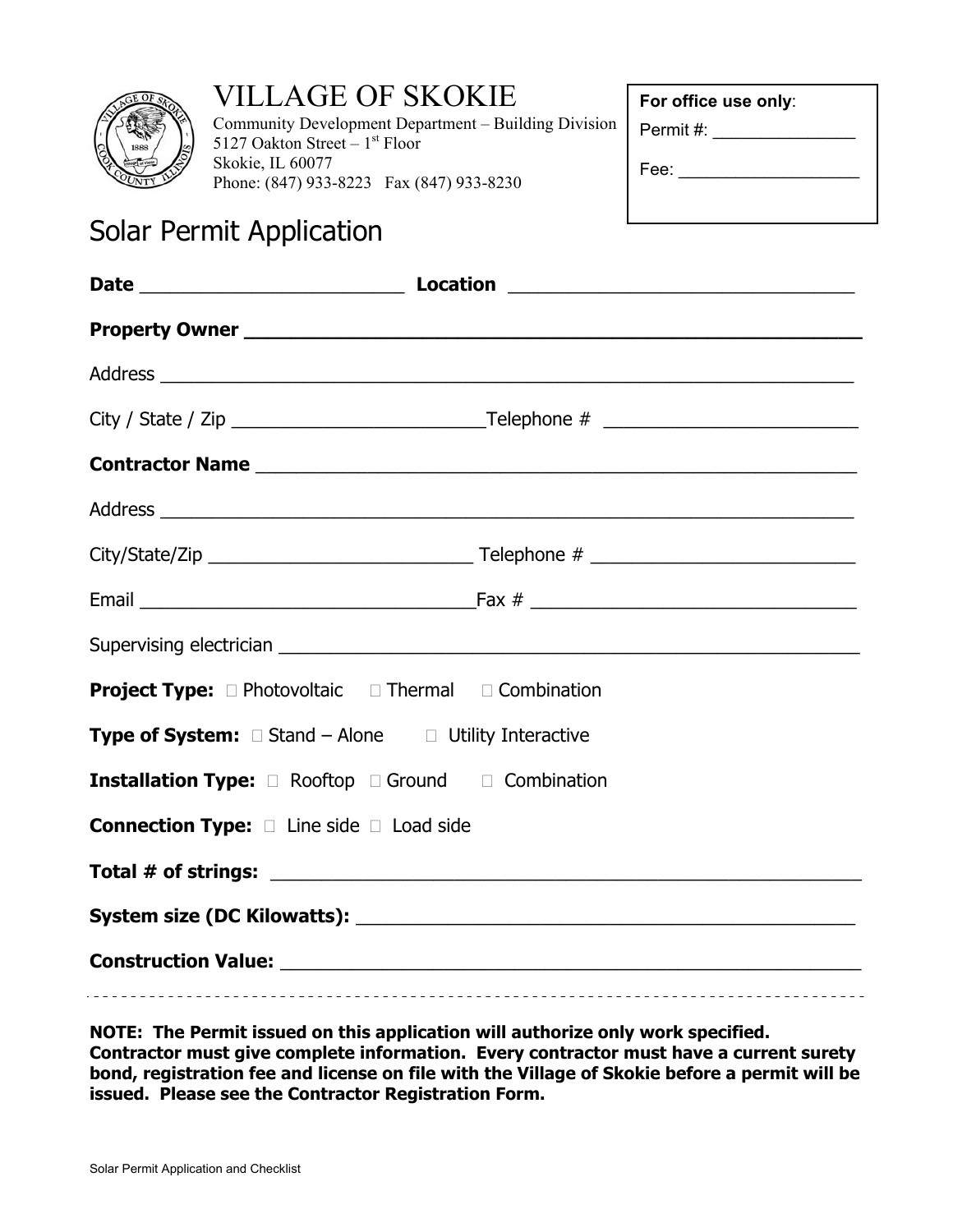# VILLAGE OF SKOKIE

Community Development Department – Building Division
5127 Oakton Street – 1st Floor
Skokie, IL 60077
Phone: (847) 933-8223 Fax (847) 933-8230

**For office use only**:
Permit #: _______________
Fee: ___________________

## Solar Permit Application

**Date** _________________________ **Location** _________________________________

**Property Owner** ______________________________________________________

Address ________________________________________________________________

City / State / Zip _________________________Telephone # _________________________

**Contractor Name** _____________________________________________________

Address ________________________________________________________________

City/State/Zip __________________________ Telephone # __________________________

Email ________________________________Fax # _________________________________

Supervising electrician ___________________________________________________

**Project Type:** ☐ Photovoltaic ☐ Thermal ☐ Combination

**Type of System:** ☐ Stand – Alone ☐ Utility Interactive

**Installation Type:** ☐ Rooftop ☐ Ground ☐ Combination

**Connection Type:** ☐ Line side ☐ Load side

**Total # of strings:** ________________________________________________________

**System size (DC Kilowatts):** _________________________________________________

**Construction Value:** _______________________________________________________

---

**NOTE: The Permit issued on this application will authorize only work specified. Contractor must give complete information. Every contractor must have a current surety bond, registration fee and license on file with the Village of Skokie before a permit will be issued. Please see the Contractor Registration Form.**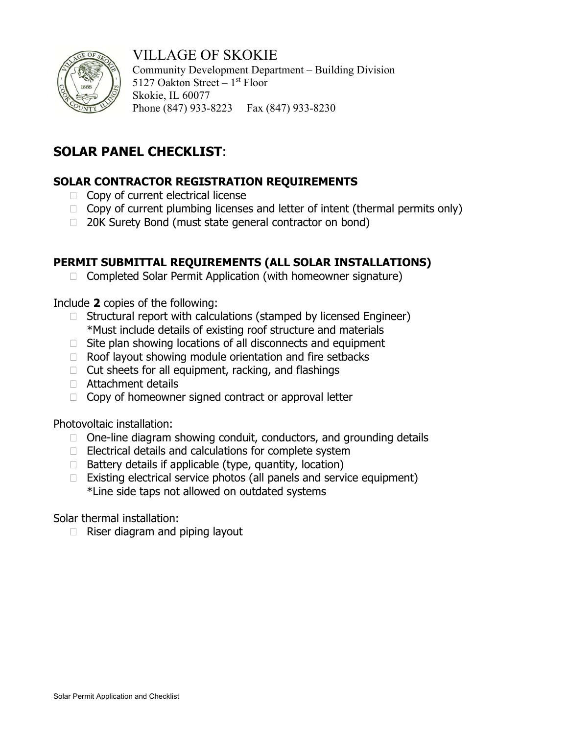# VILLAGE OF SKOKIE

Community Development Department – Building Division
5127 Oakton Street – 1st Floor
Skokie, IL 60077
Phone (847) 933-8223 Fax (847) 933-8230

## SOLAR PANEL CHECKLIST:

### SOLAR CONTRACTOR REGISTRATION REQUIREMENTS

- ☐ Copy of current electrical license
- ☐ Copy of current plumbing licenses and letter of intent (thermal permits only)
- ☐ 20K Surety Bond (must state general contractor on bond)

### PERMIT SUBMITTAL REQUIREMENTS (ALL SOLAR INSTALLATIONS)

- ☐ Completed Solar Permit Application (with homeowner signature)

Include **2** copies of the following:

- ☐ Structural report with calculations (stamped by licensed Engineer)
  *Must include details of existing roof structure and materials
- ☐ Site plan showing locations of all disconnects and equipment
- ☐ Roof layout showing module orientation and fire setbacks
- ☐ Cut sheets for all equipment, racking, and flashings
- ☐ Attachment details
- ☐ Copy of homeowner signed contract or approval letter

Photovoltaic installation:

- ☐ One-line diagram showing conduit, conductors, and grounding details
- ☐ Electrical details and calculations for complete system
- ☐ Battery details if applicable (type, quantity, location)
- ☐ Existing electrical service photos (all panels and service equipment)
  *Line side taps not allowed on outdated systems

Solar thermal installation:

- ☐ Riser diagram and piping layout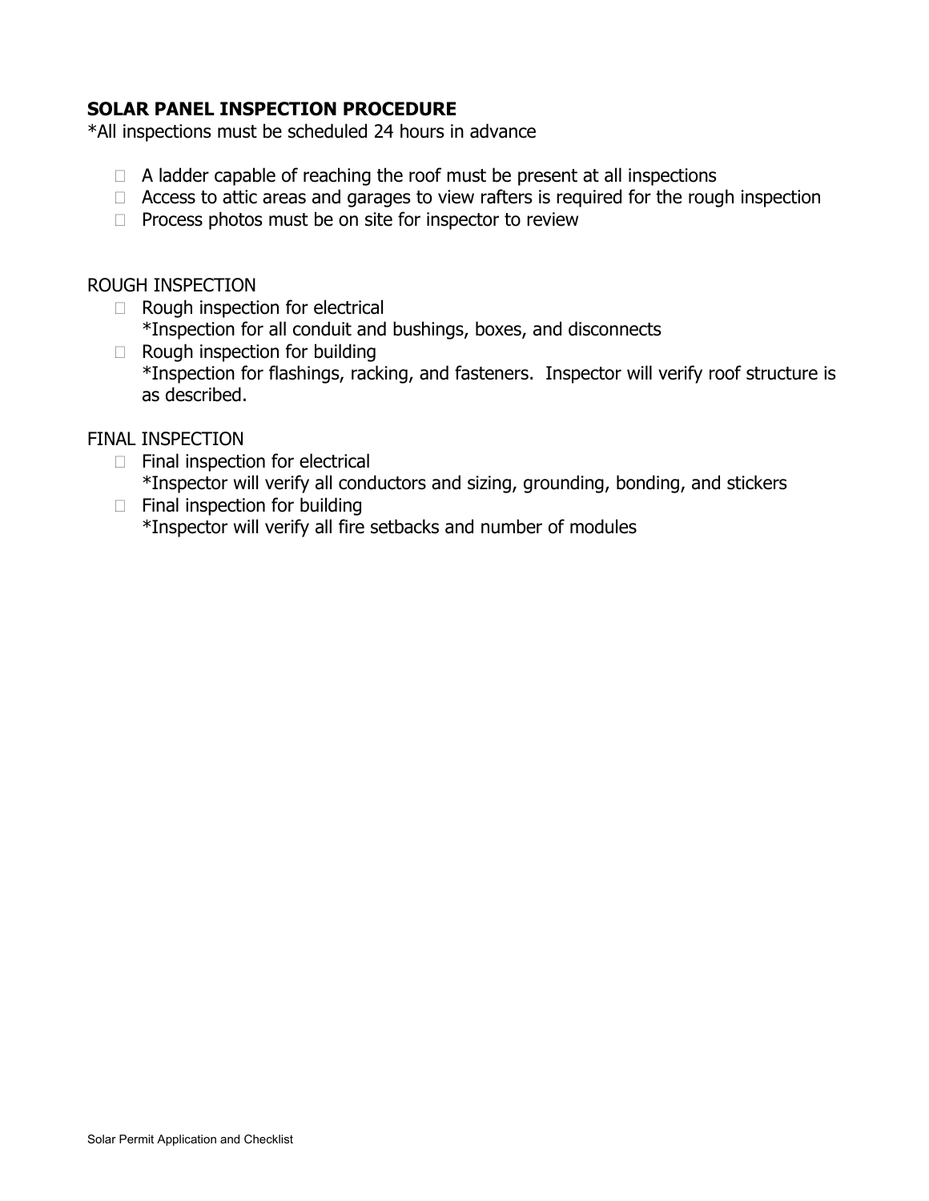## SOLAR PANEL INSPECTION PROCEDURE

*All inspections must be scheduled 24 hours in advance

- A ladder capable of reaching the roof must be present at all inspections
- Access to attic areas and garages to view rafters is required for the rough inspection
- Process photos must be on site for inspector to review

ROUGH INSPECTION

- Rough inspection for electrical
  *Inspection for all conduit and bushings, boxes, and disconnects
- Rough inspection for building
  *Inspection for flashings, racking, and fasteners. Inspector will verify roof structure is as described.

FINAL INSPECTION

- Final inspection for electrical
  *Inspector will verify all conductors and sizing, grounding, bonding, and stickers
- Final inspection for building
  *Inspector will verify all fire setbacks and number of modules